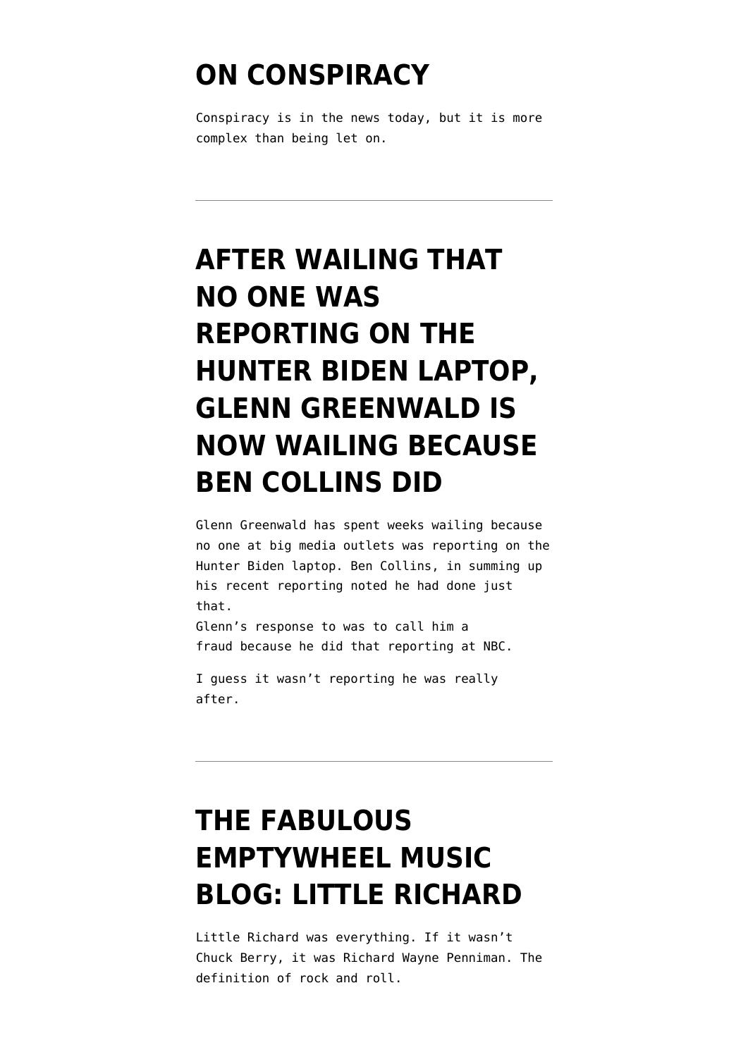# ON CONSPIRACY

Conspiracy is in the news today, but it is more complex than being let on.

---

# AFTER WAILING THAT NO ONE WAS REPORTING ON THE HUNTER BIDEN LAPTOP, GLENN GREENWALD IS NOW WAILING BECAUSE BEN COLLINS DID

Glenn Greenwald has spent weeks wailing because no one at big media outlets was reporting on the Hunter Biden laptop. Ben Collins, in summing up his recent reporting noted he had done just that.
Glenn's response to was to call him a fraud because he did that reporting at NBC.

I guess it wasn't reporting he was really after.

---

# THE FABULOUS EMPTYWHEEL MUSIC BLOG: LITTLE RICHARD

Little Richard was everything. If it wasn't Chuck Berry, it was Richard Wayne Penniman. The definition of rock and roll.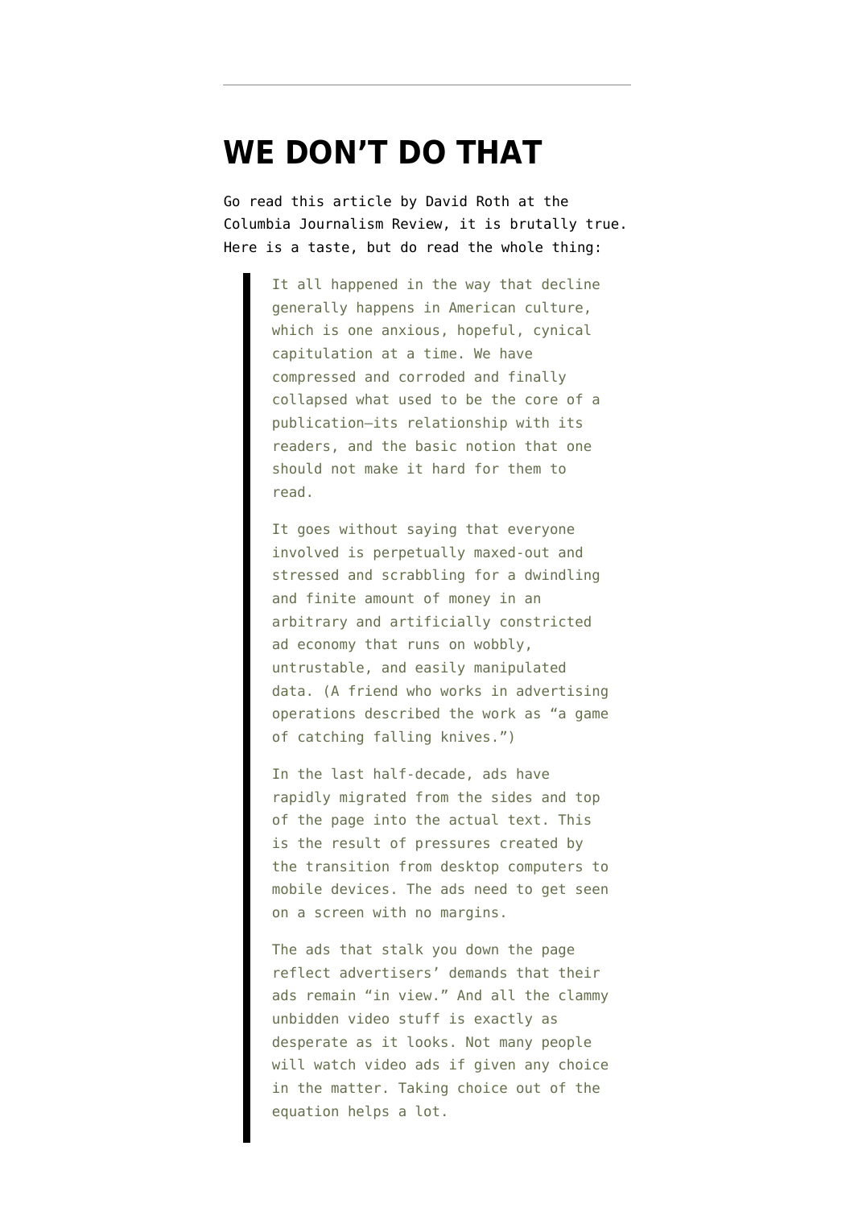---

# WE DON'T DO THAT

Go read this article by David Roth at the Columbia Journalism Review, it is brutally true. Here is a taste, but do read the whole thing:

> It all happened in the way that decline generally happens in American culture, which is one anxious, hopeful, cynical capitulation at a time. We have compressed and corroded and finally collapsed what used to be the core of a publication—its relationship with its readers, and the basic notion that one should not make it hard for them to read.
>
> It goes without saying that everyone involved is perpetually maxed-out and stressed and scrabbling for a dwindling and finite amount of money in an arbitrary and artificially constricted ad economy that runs on wobbly, untrustable, and easily manipulated data. (A friend who works in advertising operations described the work as "a game of catching falling knives.")
>
> In the last half-decade, ads have rapidly migrated from the sides and top of the page into the actual text. This is the result of pressures created by the transition from desktop computers to mobile devices. The ads need to get seen on a screen with no margins.
>
> The ads that stalk you down the page reflect advertisers' demands that their ads remain "in view." And all the clammy unbidden video stuff is exactly as desperate as it looks. Not many people will watch video ads if given any choice in the matter. Taking choice out of the equation helps a lot.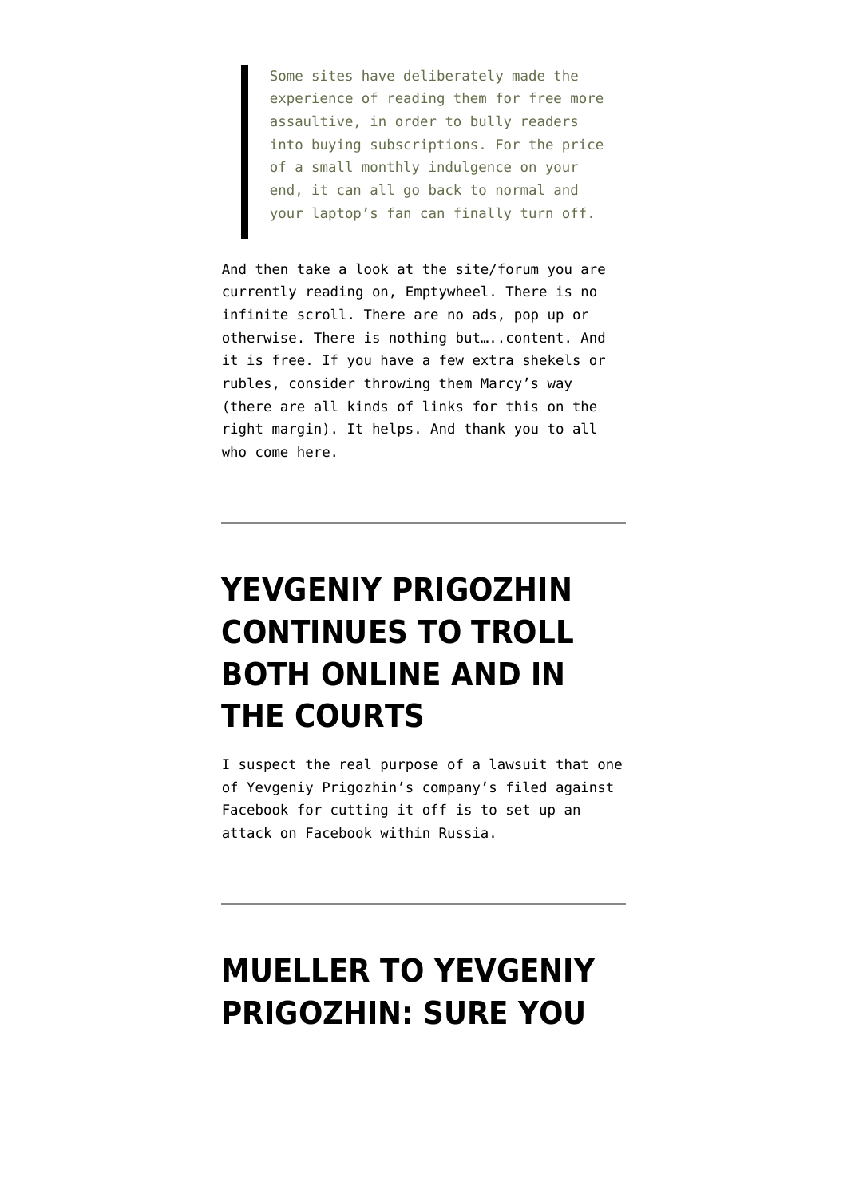> Some sites have deliberately made the experience of reading them for free more assaultive, in order to bully readers into buying subscriptions. For the price of a small monthly indulgence on your end, it can all go back to normal and your laptop's fan can finally turn off.

And then take a look at the site/forum you are currently reading on, Emptywheel. There is no infinite scroll. There are no ads, pop up or otherwise. There is nothing but…..content. And it is free. If you have a few extra shekels or rubles, consider throwing them Marcy's way (there are all kinds of links for this on the right margin). It helps. And thank you to all who come here.

---

# YEVGENIY PRIGOZHIN CONTINUES TO TROLL BOTH ONLINE AND IN THE COURTS

I suspect the real purpose of a lawsuit that one of Yevgeniy Prigozhin's company's filed against Facebook for cutting it off is to set up an attack on Facebook within Russia.

---

# MUELLER TO YEVGENIY PRIGOZHIN: SURE YOU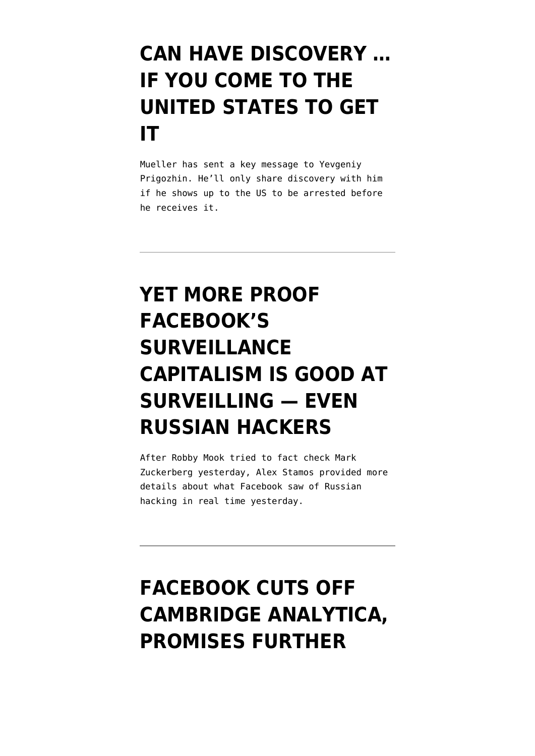# CAN HAVE DISCOVERY … IF YOU COME TO THE UNITED STATES TO GET IT

Mueller has sent a key message to Yevgeniy Prigozhin. He'll only share discovery with him if he shows up to the US to be arrested before he receives it.

---

# YET MORE PROOF FACEBOOK'S SURVEILLANCE CAPITALISM IS GOOD AT SURVEILLING — EVEN RUSSIAN HACKERS

After Robby Mook tried to fact check Mark Zuckerberg yesterday, Alex Stamos provided more details about what Facebook saw of Russian hacking in real time yesterday.

---

# FACEBOOK CUTS OFF CAMBRIDGE ANALYTICA, PROMISES FURTHER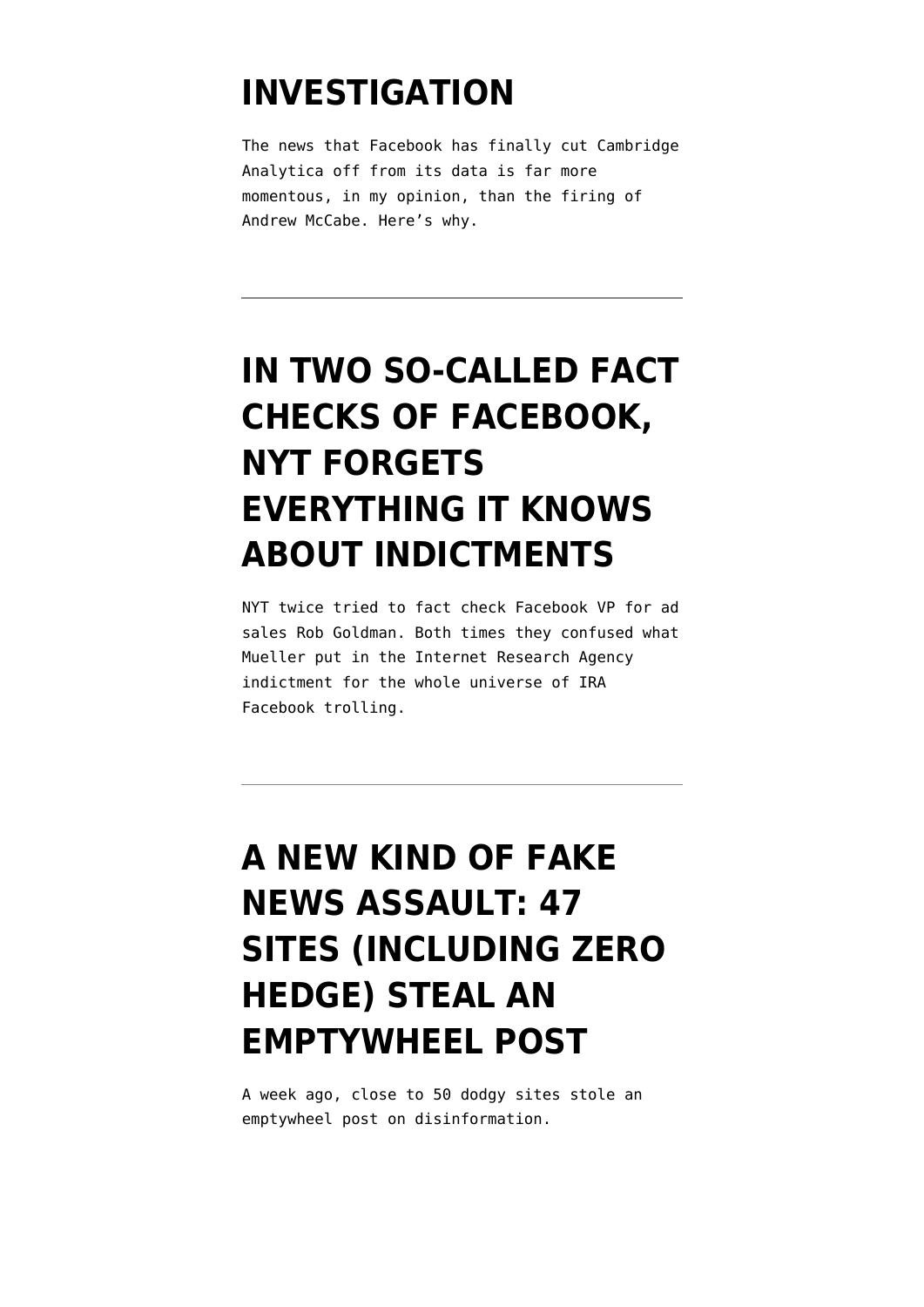# INVESTIGATION

The news that Facebook has finally cut Cambridge Analytica off from its data is far more momentous, in my opinion, than the firing of Andrew McCabe. Here's why.

---

# IN TWO SO-CALLED FACT CHECKS OF FACEBOOK, NYT FORGETS EVERYTHING IT KNOWS ABOUT INDICTMENTS

NYT twice tried to fact check Facebook VP for ad sales Rob Goldman. Both times they confused what Mueller put in the Internet Research Agency indictment for the whole universe of IRA Facebook trolling.

---

# A NEW KIND OF FAKE NEWS ASSAULT: 47 SITES (INCLUDING ZERO HEDGE) STEAL AN EMPTYWHEEL POST

A week ago, close to 50 dodgy sites stole an emptywheel post on disinformation.